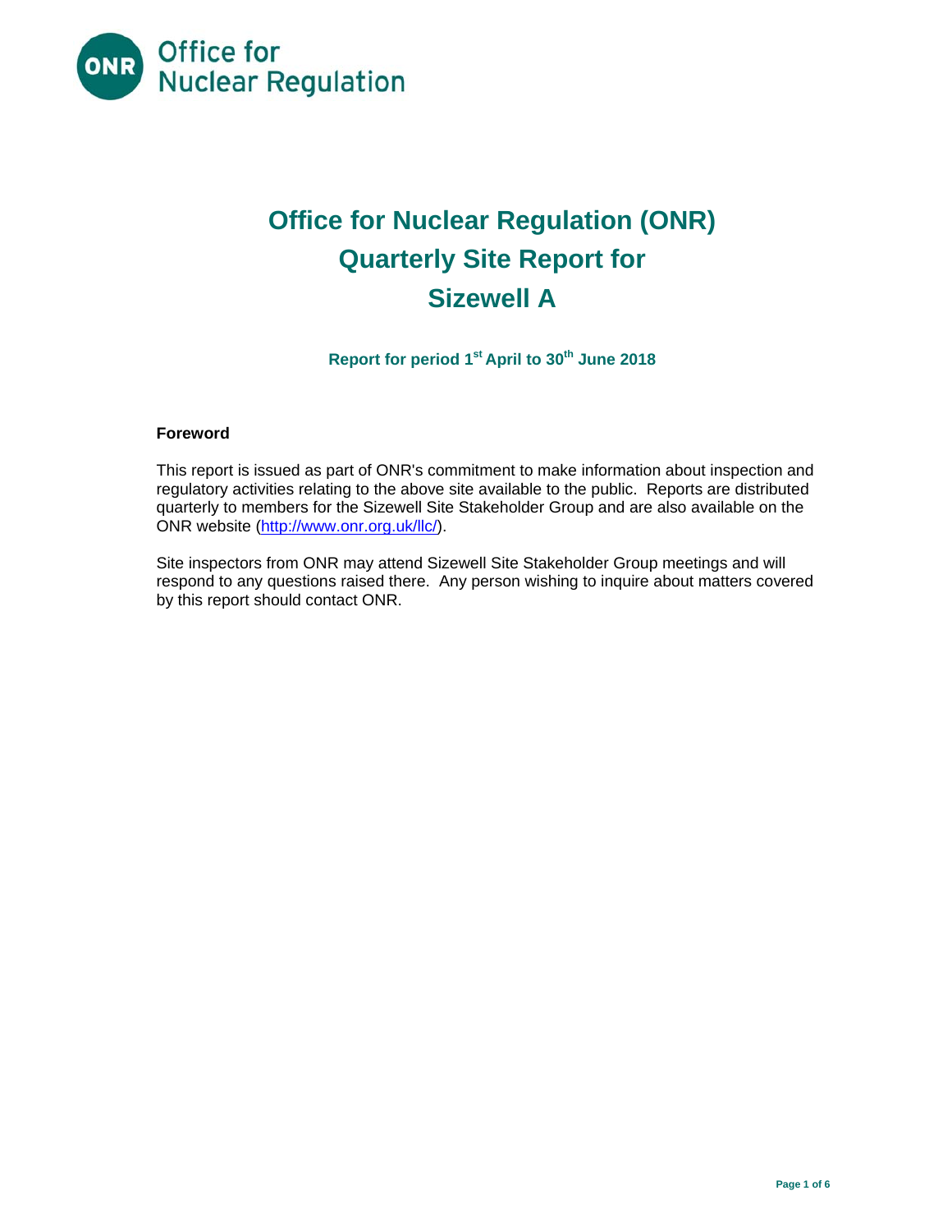Office for Nuclear Regulation

# Office for Nuclear Regulation (ONR) Quarterly Site Report for Sizewell A

**Report for period 1st April to 30th June 2018**

**Foreword**

This report is issued as part of ONR's commitment to make information about inspection and regulatory activities relating to the above site available to the public. Reports are distributed quarterly to members for the Sizewell Site Stakeholder Group and are also available on the ONR website (http://www.onr.org.uk/llc/).

Site inspectors from ONR may attend Sizewell Site Stakeholder Group meetings and will respond to any questions raised there. Any person wishing to inquire about matters covered by this report should contact ONR.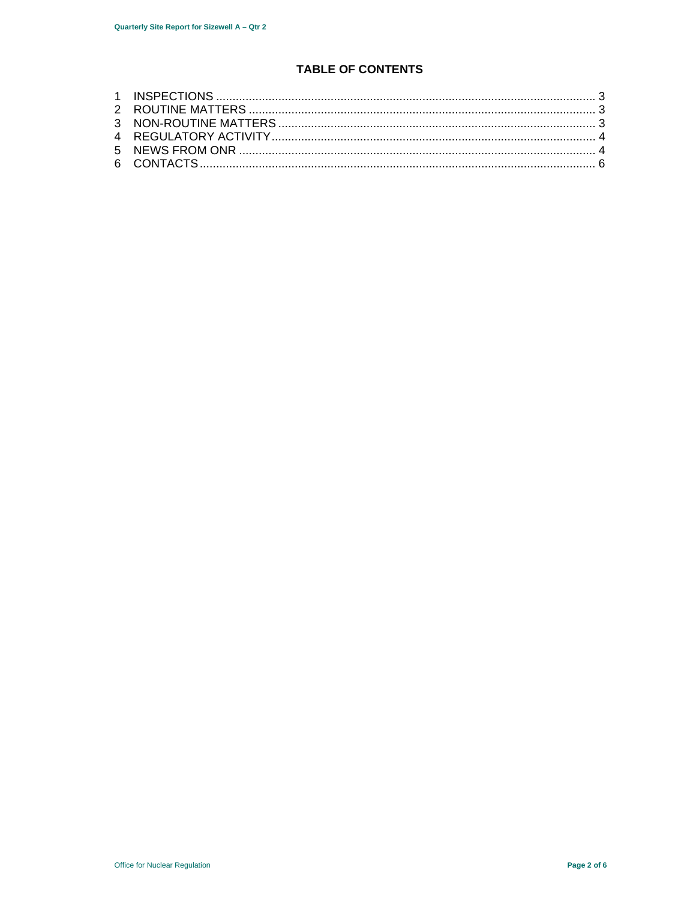# TABLE OF CONTENTS

1 INSPECTIONS .... 3
2 ROUTINE MATTERS .... 3
3 NON-ROUTINE MATTERS .... 3
4 REGULATORY ACTIVITY .... 4
5 NEWS FROM ONR .... 4
6 CONTACTS .... 6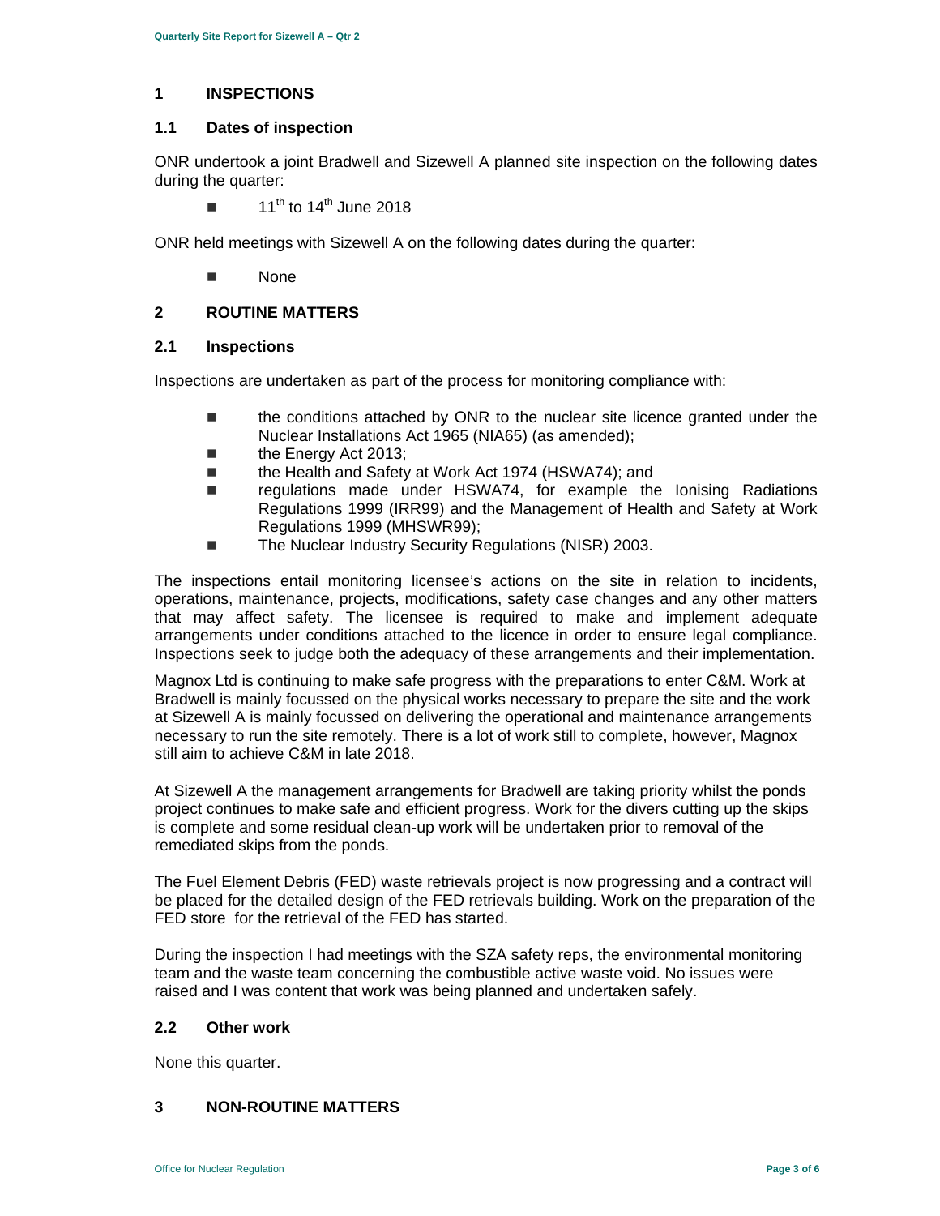## 1 INSPECTIONS

### 1.1 Dates of inspection

ONR undertook a joint Bradwell and Sizewell A planned site inspection on the following dates during the quarter:

- 11th to 14th June 2018

ONR held meetings with Sizewell A on the following dates during the quarter:

- None

## 2 ROUTINE MATTERS

### 2.1 Inspections

Inspections are undertaken as part of the process for monitoring compliance with:

- the conditions attached by ONR to the nuclear site licence granted under the Nuclear Installations Act 1965 (NIA65) (as amended);
- the Energy Act 2013;
- the Health and Safety at Work Act 1974 (HSWA74); and
- regulations made under HSWA74, for example the Ionising Radiations Regulations 1999 (IRR99) and the Management of Health and Safety at Work Regulations 1999 (MHSWR99);
- The Nuclear Industry Security Regulations (NISR) 2003.

The inspections entail monitoring licensee's actions on the site in relation to incidents, operations, maintenance, projects, modifications, safety case changes and any other matters that may affect safety. The licensee is required to make and implement adequate arrangements under conditions attached to the licence in order to ensure legal compliance. Inspections seek to judge both the adequacy of these arrangements and their implementation.

Magnox Ltd is continuing to make safe progress with the preparations to enter C&M. Work at Bradwell is mainly focussed on the physical works necessary to prepare the site and the work at Sizewell A is mainly focussed on delivering the operational and maintenance arrangements necessary to run the site remotely. There is a lot of work still to complete, however, Magnox still aim to achieve C&M in late 2018.

At Sizewell A the management arrangements for Bradwell are taking priority whilst the ponds project continues to make safe and efficient progress. Work for the divers cutting up the skips is complete and some residual clean-up work will be undertaken prior to removal of the remediated skips from the ponds.

The Fuel Element Debris (FED) waste retrievals project is now progressing and a contract will be placed for the detailed design of the FED retrievals building. Work on the preparation of the FED store for the retrieval of the FED has started.

During the inspection I had meetings with the SZA safety reps, the environmental monitoring team and the waste team concerning the combustible active waste void. No issues were raised and I was content that work was being planned and undertaken safely.

### 2.2 Other work

None this quarter.

## 3 NON-ROUTINE MATTERS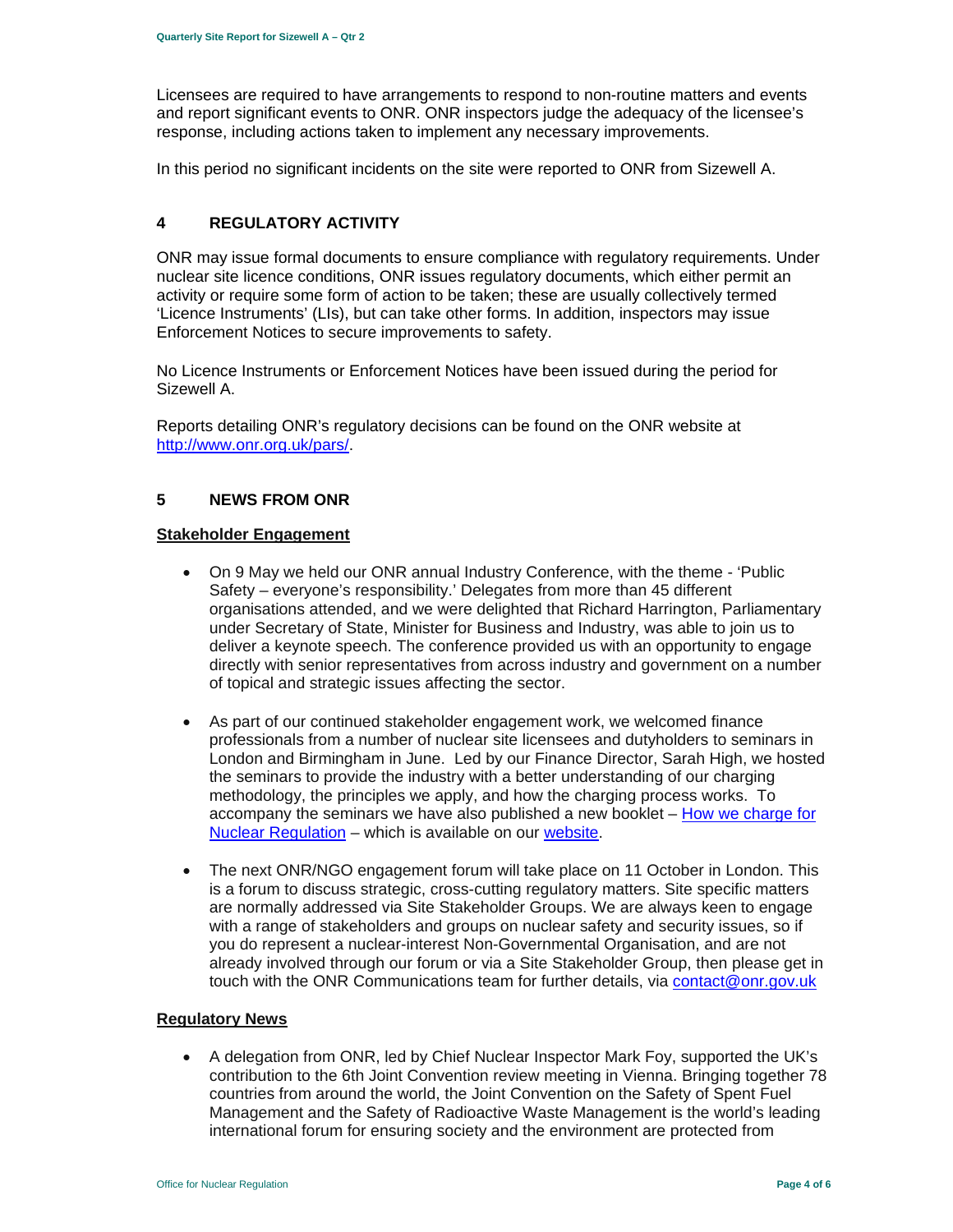Licensees are required to have arrangements to respond to non-routine matters and events and report significant events to ONR. ONR inspectors judge the adequacy of the licensee's response, including actions taken to implement any necessary improvements.

In this period no significant incidents on the site were reported to ONR from Sizewell A.

## 4 REGULATORY ACTIVITY

ONR may issue formal documents to ensure compliance with regulatory requirements. Under nuclear site licence conditions, ONR issues regulatory documents, which either permit an activity or require some form of action to be taken; these are usually collectively termed 'Licence Instruments' (LIs), but can take other forms. In addition, inspectors may issue Enforcement Notices to secure improvements to safety.

No Licence Instruments or Enforcement Notices have been issued during the period for Sizewell A.

Reports detailing ONR's regulatory decisions can be found on the ONR website at [http://www.onr.org.uk/pars/](http://www.onr.org.uk/pars/).

## 5 NEWS FROM ONR

**Stakeholder Engagement**

- On 9 May we held our ONR annual Industry Conference, with the theme - 'Public Safety – everyone's responsibility.' Delegates from more than 45 different organisations attended, and we were delighted that Richard Harrington, Parliamentary under Secretary of State, Minister for Business and Industry, was able to join us to deliver a keynote speech. The conference provided us with an opportunity to engage directly with senior representatives from across industry and government on a number of topical and strategic issues affecting the sector.

- As part of our continued stakeholder engagement work, we welcomed finance professionals from a number of nuclear site licensees and dutyholders to seminars in London and Birmingham in June. Led by our Finance Director, Sarah High, we hosted the seminars to provide the industry with a better understanding of our charging methodology, the principles we apply, and how the charging process works. To accompany the seminars we have also published a new booklet – How we charge for Nuclear Regulation – which is available on our website.

- The next ONR/NGO engagement forum will take place on 11 October in London. This is a forum to discuss strategic, cross-cutting regulatory matters. Site specific matters are normally addressed via Site Stakeholder Groups. We are always keen to engage with a range of stakeholders and groups on nuclear safety and security issues, so if you do represent a nuclear-interest Non-Governmental Organisation, and are not already involved through our forum or via a Site Stakeholder Group, then please get in touch with the ONR Communications team for further details, via contact@onr.gov.uk

**Regulatory News**

- A delegation from ONR, led by Chief Nuclear Inspector Mark Foy, supported the UK's contribution to the 6th Joint Convention review meeting in Vienna. Bringing together 78 countries from around the world, the Joint Convention on the Safety of Spent Fuel Management and the Safety of Radioactive Waste Management is the world's leading international forum for ensuring society and the environment are protected from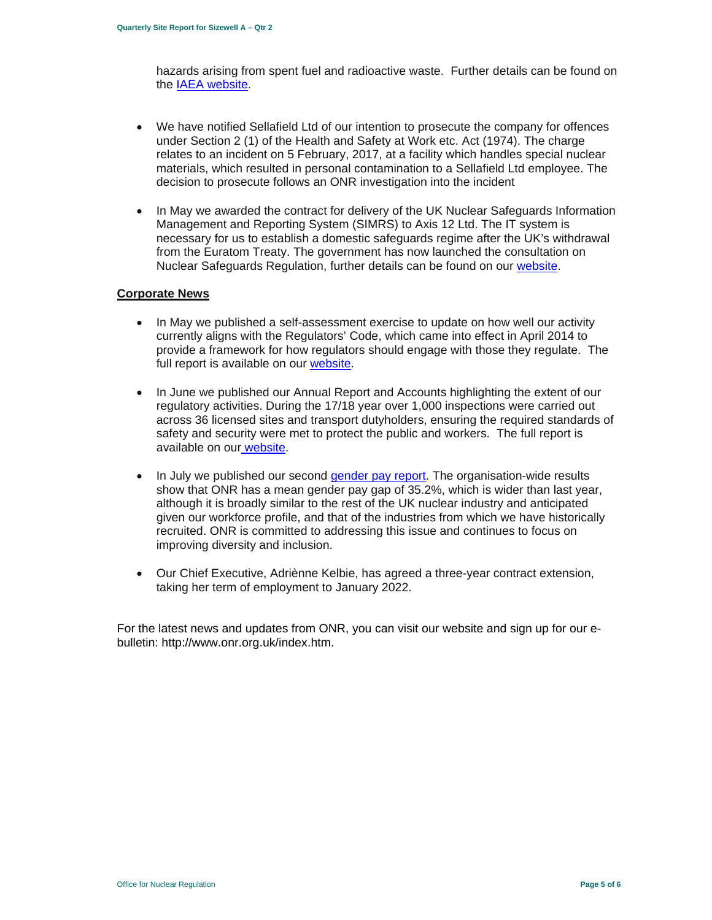hazards arising from spent fuel and radioactive waste. Further details can be found on the IAEA website.

- We have notified Sellafield Ltd of our intention to prosecute the company for offences under Section 2 (1) of the Health and Safety at Work etc. Act (1974). The charge relates to an incident on 5 February, 2017, at a facility which handles special nuclear materials, which resulted in personal contamination to a Sellafield Ltd employee. The decision to prosecute follows an ONR investigation into the incident

- In May we awarded the contract for delivery of the UK Nuclear Safeguards Information Management and Reporting System (SIMRS) to Axis 12 Ltd. The IT system is necessary for us to establish a domestic safeguards regime after the UK's withdrawal from the Euratom Treaty. The government has now launched the consultation on Nuclear Safeguards Regulation, further details can be found on our website.

## Corporate News

- In May we published a self-assessment exercise to update on how well our activity currently aligns with the Regulators' Code, which came into effect in April 2014 to provide a framework for how regulators should engage with those they regulate. The full report is available on our website.

- In June we published our Annual Report and Accounts highlighting the extent of our regulatory activities. During the 17/18 year over 1,000 inspections were carried out across 36 licensed sites and transport dutyholders, ensuring the required standards of safety and security were met to protect the public and workers. The full report is available on our website.

- In July we published our second gender pay report. The organisation-wide results show that ONR has a mean gender pay gap of 35.2%, which is wider than last year, although it is broadly similar to the rest of the UK nuclear industry and anticipated given our workforce profile, and that of the industries from which we have historically recruited. ONR is committed to addressing this issue and continues to focus on improving diversity and inclusion.

- Our Chief Executive, Adriènne Kelbie, has agreed a three-year contract extension, taking her term of employment to January 2022.

For the latest news and updates from ONR, you can visit our website and sign up for our e-bulletin: http://www.onr.org.uk/index.htm.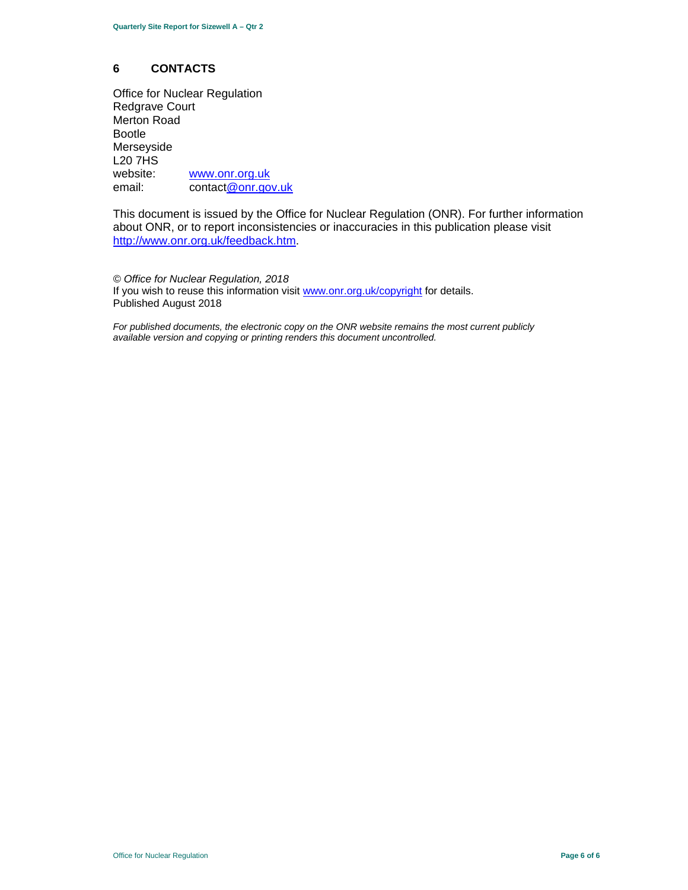## 6 CONTACTS

Office for Nuclear Regulation
Redgrave Court
Merton Road
Bootle
Merseyside
L20 7HS
website: www.onr.org.uk
email: contact@onr.gov.uk

This document is issued by the Office for Nuclear Regulation (ONR). For further information about ONR, or to report inconsistencies or inaccuracies in this publication please visit http://www.onr.org.uk/feedback.htm.

*© Office for Nuclear Regulation, 2018*
If you wish to reuse this information visit www.onr.org.uk/copyright for details.
Published August 2018

*For published documents, the electronic copy on the ONR website remains the most current publicly available version and copying or printing renders this document uncontrolled.*